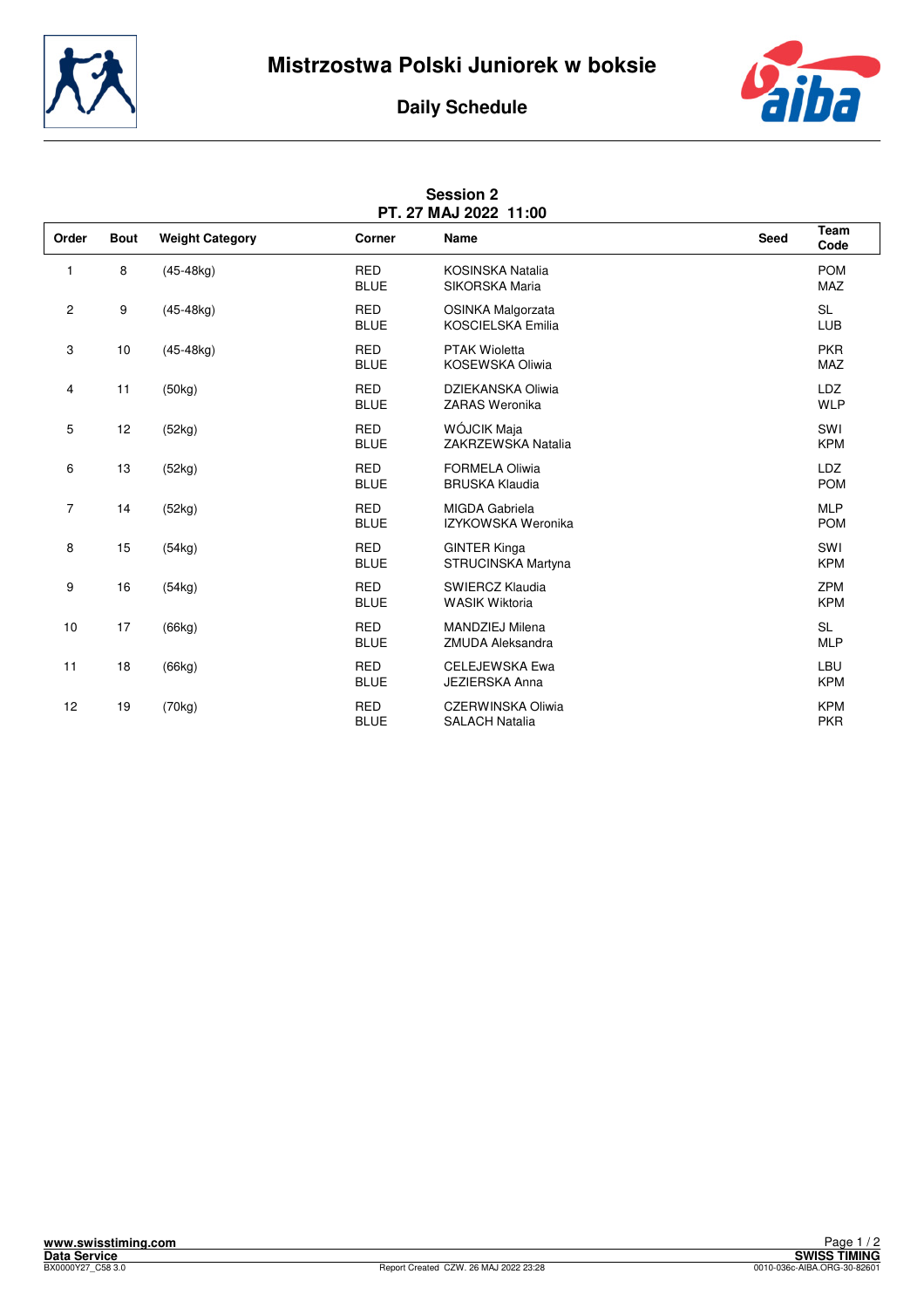# Mistrzostwa Polski Juniorek w boksie

## Daily Schedule

**Session 2**
**PT. 27 MAJ 2022 11:00**

| Order | Bout | Weight Category | Corner | Name | Seed | Team Code |
|---|---|---|---|---|---|---|
| 1 | 8 | (45-48kg) | RED<br>BLUE | KOSINSKA Natalia<br>SIKORSKA Maria | | POM<br>MAZ |
| 2 | 9 | (45-48kg) | RED<br>BLUE | OSINKA Malgorzata<br>KOSCIELSKA Emilia | | SL<br>LUB |
| 3 | 10 | (45-48kg) | RED<br>BLUE | PTAK Wioletta<br>KOSEWSKA Oliwia | | PKR<br>MAZ |
| 4 | 11 | (50kg) | RED<br>BLUE | DZIEKANSKA Oliwia<br>ZARAS Weronika | | LDZ<br>WLP |
| 5 | 12 | (52kg) | RED<br>BLUE | WÓJCIK Maja<br>ZAKRZEWSKA Natalia | | SWI<br>KPM |
| 6 | 13 | (52kg) | RED<br>BLUE | FORMELA Oliwia<br>BRUSKA Klaudia | | LDZ<br>POM |
| 7 | 14 | (52kg) | RED<br>BLUE | MIGDA Gabriela<br>IZYKOWSKA Weronika | | MLP<br>POM |
| 8 | 15 | (54kg) | RED<br>BLUE | GINTER Kinga<br>STRUCINSKA Martyna | | SWI<br>KPM |
| 9 | 16 | (54kg) | RED<br>BLUE | SWIERCZ Klaudia<br>WASIK Wiktoria | | ZPM<br>KPM |
| 10 | 17 | (66kg) | RED<br>BLUE | MANDZIEJ Milena<br>ZMUDA Aleksandra | | SL<br>MLP |
| 11 | 18 | (66kg) | RED<br>BLUE | CELEJEWSKA Ewa<br>JEZIERSKA Anna | | LBU<br>KPM |
| 12 | 19 | (70kg) | RED<br>BLUE | CZERWINSKA Oliwia<br>SALACH Natalia | | KPM<br>PKR |

www.swisstiming.com
Data Service
BX0000Y27_C58 3.0
Report Created CZW. 26 MAJ 2022 23:28
SWISS TIMING
0010-036c-AIBA.ORG-30-82601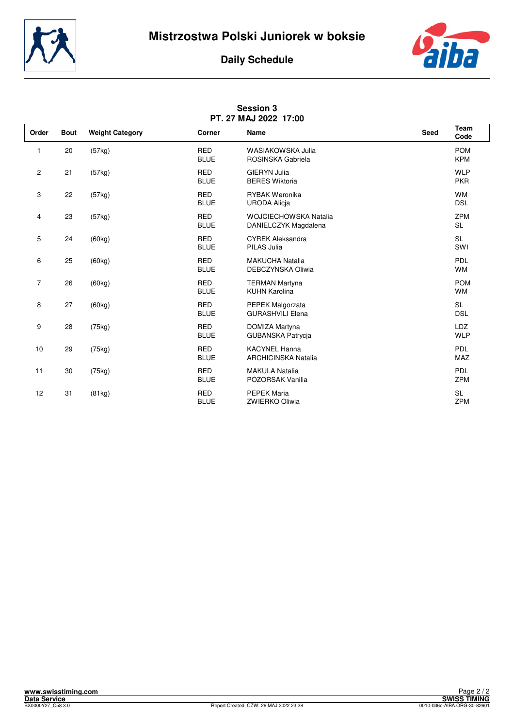# Mistrzostwa Polski Juniorek w boksie

## Daily Schedule

### Session 3
### PT. 27 MAJ 2022 17:00

| Order | Bout | Weight Category | Corner | Name | Seed | Team Code |
|---|---|---|---|---|---|---|
| 1 | 20 | (57kg) | RED<br>BLUE | WASIAKOWSKA Julia<br>ROSINSKA Gabriela | | POM<br>KPM |
| 2 | 21 | (57kg) | RED<br>BLUE | GIERYN Julia<br>BERES Wiktoria | | WLP<br>PKR |
| 3 | 22 | (57kg) | RED<br>BLUE | RYBAK Weronika<br>URODA Alicja | | WM<br>DSL |
| 4 | 23 | (57kg) | RED<br>BLUE | WOJCIECHOWSKA Natalia<br>DANIELCZYK Magdalena | | ZPM<br>SL |
| 5 | 24 | (60kg) | RED<br>BLUE | CYREK Aleksandra<br>PILAS Julia | | SL<br>SWI |
| 6 | 25 | (60kg) | RED<br>BLUE | MAKUCHA Natalia<br>DEBCZYNSKA Oliwia | | PDL<br>WM |
| 7 | 26 | (60kg) | RED<br>BLUE | TERMAN Martyna<br>KUHN Karolina | | POM<br>WM |
| 8 | 27 | (60kg) | RED<br>BLUE | PEPEK Malgorzata<br>GURASHVILI Elena | | SL<br>DSL |
| 9 | 28 | (75kg) | RED<br>BLUE | DOMIZA Martyna<br>GUBANSKA Patrycja | | LDZ<br>WLP |
| 10 | 29 | (75kg) | RED<br>BLUE | KACYNEL Hanna<br>ARCHICINSKA Natalia | | PDL<br>MAZ |
| 11 | 30 | (75kg) | RED<br>BLUE | MAKULA Natalia<br>POZORSAK Vanilia | | PDL<br>ZPM |
| 12 | 31 | (81kg) | RED<br>BLUE | PEPEK Maria<br>ZWIERKO Oliwia | | SL<br>ZPM |

Report Created CZW. 26 MAJ 2022 23:28